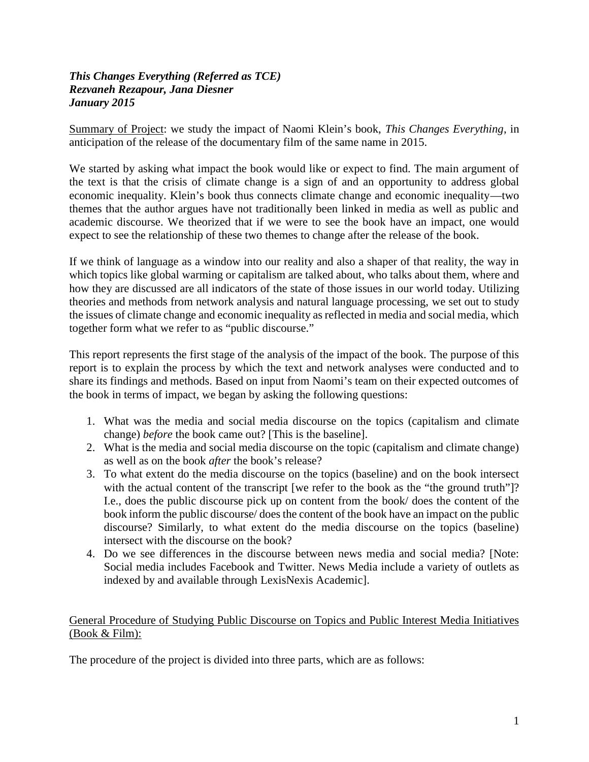***This Changes Everything (Referred as TCE)***
***Rezvaneh Rezapour, Jana Diesner***
***January 2015***

<u>Summary of Project</u>: we study the impact of Naomi Klein's book, *This Changes Everything*, in anticipation of the release of the documentary film of the same name in 2015.

We started by asking what impact the book would like or expect to find. The main argument of the text is that the crisis of climate change is a sign of and an opportunity to address global economic inequality. Klein's book thus connects climate change and economic inequality—two themes that the author argues have not traditionally been linked in media as well as public and academic discourse. We theorized that if we were to see the book have an impact, one would expect to see the relationship of these two themes to change after the release of the book.

If we think of language as a window into our reality and also a shaper of that reality, the way in which topics like global warming or capitalism are talked about, who talks about them, where and how they are discussed are all indicators of the state of those issues in our world today. Utilizing theories and methods from network analysis and natural language processing, we set out to study the issues of climate change and economic inequality as reflected in media and social media, which together form what we refer to as "public discourse."

This report represents the first stage of the analysis of the impact of the book. The purpose of this report is to explain the process by which the text and network analyses were conducted and to share its findings and methods. Based on input from Naomi's team on their expected outcomes of the book in terms of impact, we began by asking the following questions:

1. What was the media and social media discourse on the topics (capitalism and climate change) *before* the book came out? [This is the baseline].
2. What is the media and social media discourse on the topic (capitalism and climate change) as well as on the book *after* the book's release?
3. To what extent do the media discourse on the topics (baseline) and on the book intersect with the actual content of the transcript [we refer to the book as the "the ground truth"]? I.e., does the public discourse pick up on content from the book/ does the content of the book inform the public discourse/ does the content of the book have an impact on the public discourse? Similarly, to what extent do the media discourse on the topics (baseline) intersect with the discourse on the book?
4. Do we see differences in the discourse between news media and social media? [Note: Social media includes Facebook and Twitter. News Media include a variety of outlets as indexed by and available through LexisNexis Academic].

<u>General Procedure of Studying Public Discourse on Topics and Public Interest Media Initiatives (Book & Film):</u>

The procedure of the project is divided into three parts, which are as follows: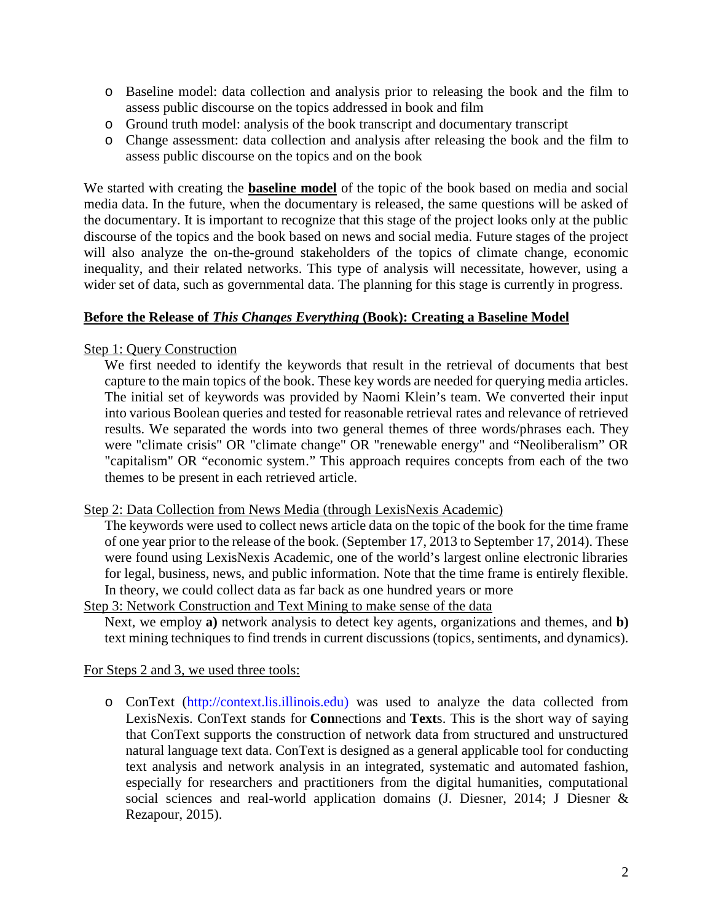- Baseline model: data collection and analysis prior to releasing the book and the film to assess public discourse on the topics addressed in book and film
- Ground truth model: analysis of the book transcript and documentary transcript
- Change assessment: data collection and analysis after releasing the book and the film to assess public discourse on the topics and on the book

We started with creating the **<u>baseline model</u>** of the topic of the book based on media and social media data. In the future, when the documentary is released, the same questions will be asked of the documentary. It is important to recognize that this stage of the project looks only at the public discourse of the topics and the book based on news and social media. Future stages of the project will also analyze the on-the-ground stakeholders of the topics of climate change, economic inequality, and their related networks. This type of analysis will necessitate, however, using a wider set of data, such as governmental data. The planning for this stage is currently in progress.

## <u>Before the Release of *This Changes Everything* (Book): Creating a Baseline Model</u>

<u>Step 1: Query Construction</u>

We first needed to identify the keywords that result in the retrieval of documents that best capture to the main topics of the book. These key words are needed for querying media articles. The initial set of keywords was provided by Naomi Klein's team. We converted their input into various Boolean queries and tested for reasonable retrieval rates and relevance of retrieved results. We separated the words into two general themes of three words/phrases each. They were "climate crisis" OR "climate change" OR "renewable energy" and "Neoliberalism" OR "capitalism" OR "economic system." This approach requires concepts from each of the two themes to be present in each retrieved article.

<u>Step 2: Data Collection from News Media (through LexisNexis Academic)</u>

The keywords were used to collect news article data on the topic of the book for the time frame of one year prior to the release of the book. (September 17, 2013 to September 17, 2014). These were found using LexisNexis Academic, one of the world's largest online electronic libraries for legal, business, news, and public information. Note that the time frame is entirely flexible. In theory, we could collect data as far back as one hundred years or more

<u>Step 3: Network Construction and Text Mining to make sense of the data</u>

Next, we employ **a)** network analysis to detect key agents, organizations and themes, and **b)** text mining techniques to find trends in current discussions (topics, sentiments, and dynamics).

<u>For Steps 2 and 3, we used three tools:</u>

- ConText (http://context.lis.illinois.edu) was used to analyze the data collected from LexisNexis. ConText stands for **Con**nections and **Text**s. This is the short way of saying that ConText supports the construction of network data from structured and unstructured natural language text data. ConText is designed as a general applicable tool for conducting text analysis and network analysis in an integrated, systematic and automated fashion, especially for researchers and practitioners from the digital humanities, computational social sciences and real-world application domains (J. Diesner, 2014; J Diesner & Rezapour, 2015).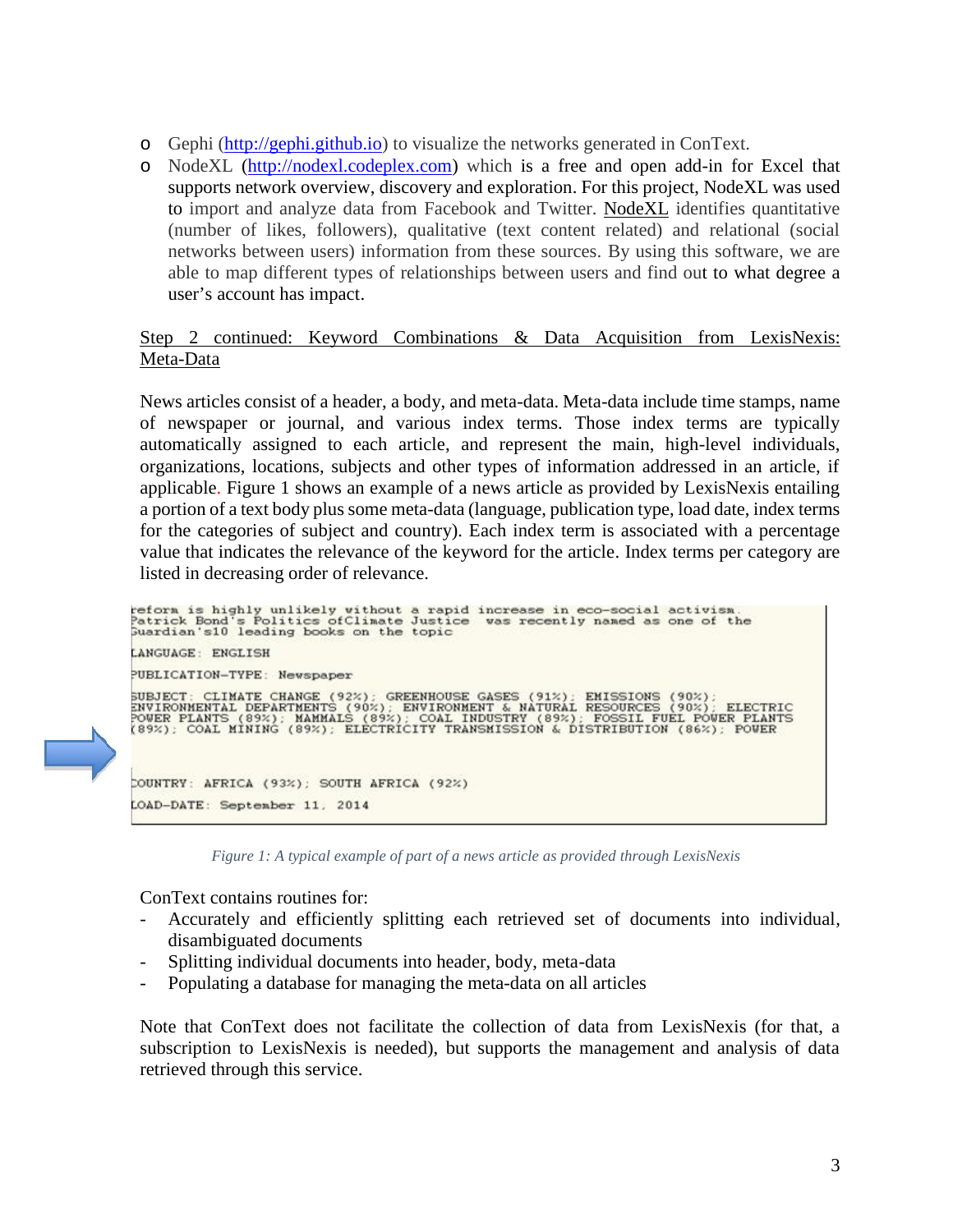- Gephi (http://gephi.github.io) to visualize the networks generated in ConText.
- NodeXL (http://nodexl.codeplex.com) which is a free and open add-in for Excel that supports network overview, discovery and exploration. For this project, NodeXL was used to import and analyze data from Facebook and Twitter. NodeXL identifies quantitative (number of likes, followers), qualitative (text content related) and relational (social networks between users) information from these sources. By using this software, we are able to map different types of relationships between users and find out to what degree a user's account has impact.

Step 2 continued: Keyword Combinations & Data Acquisition from LexisNexis: Meta-Data

News articles consist of a header, a body, and meta-data. Meta-data include time stamps, name of newspaper or journal, and various index terms. Those index terms are typically automatically assigned to each article, and represent the main, high-level individuals, organizations, locations, subjects and other types of information addressed in an article, if applicable. Figure 1 shows an example of a news article as provided by LexisNexis entailing a portion of a text body plus some meta-data (language, publication type, load date, index terms for the categories of subject and country). Each index term is associated with a percentage value that indicates the relevance of the keyword for the article. Index terms per category are listed in decreasing order of relevance.

```
reform is highly unlikely without a rapid increase in eco-social activism.
Patrick Bond's Politics ofClimate Justice  was recently named as one of the
Guardian's10 leading books on the topic

LANGUAGE: ENGLISH

PUBLICATION-TYPE: Newspaper

SUBJECT: CLIMATE CHANGE (92%); GREENHOUSE GASES (91%); EMISSIONS (90%);
ENVIRONMENTAL DEPARTMENTS (90%); ENVIRONMENT & NATURAL RESOURCES (90%); ELECTRIC
POWER PLANTS (89%); MAMMALS (89%); COAL INDUSTRY (89%); FOSSIL FUEL POWER PLANTS
(89%); COAL MINING (89%); ELECTRICITY TRANSMISSION & DISTRIBUTION (86%); POWER


COUNTRY: AFRICA (93%); SOUTH AFRICA (92%)

LOAD-DATE: September 11, 2014
```

*Figure 1: A typical example of part of a news article as provided through LexisNexis*

ConText contains routines for:

- Accurately and efficiently splitting each retrieved set of documents into individual, disambiguated documents
- Splitting individual documents into header, body, meta-data
- Populating a database for managing the meta-data on all articles

Note that ConText does not facilitate the collection of data from LexisNexis (for that, a subscription to LexisNexis is needed), but supports the management and analysis of data retrieved through this service.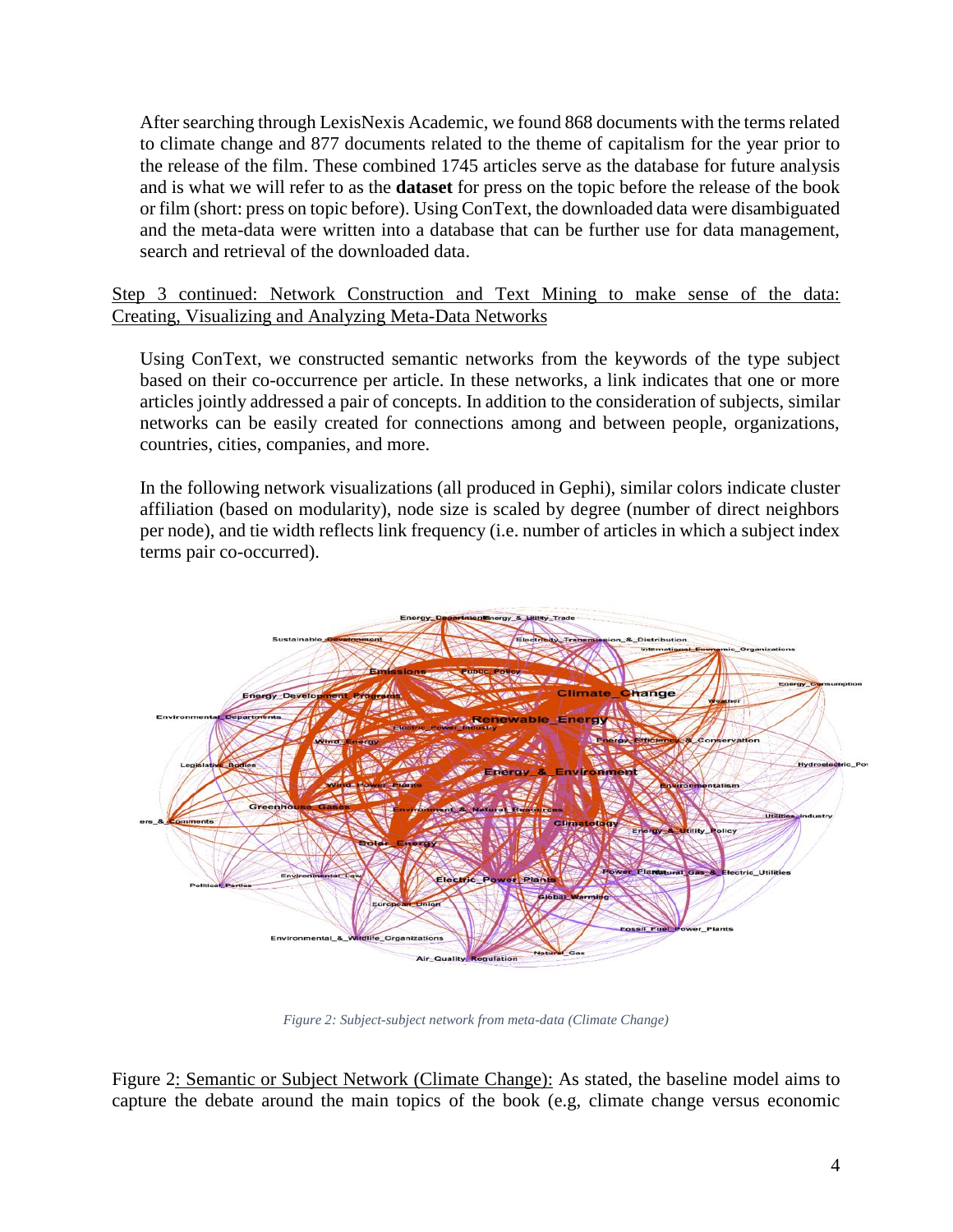After searching through LexisNexis Academic, we found 868 documents with the terms related to climate change and 877 documents related to the theme of capitalism for the year prior to the release of the film. These combined 1745 articles serve as the database for future analysis and is what we will refer to as the **dataset** for press on the topic before the release of the book or film (short: press on topic before). Using ConText, the downloaded data were disambiguated and the meta-data were written into a database that can be further use for data management, search and retrieval of the downloaded data.

Step 3 continued: Network Construction and Text Mining to make sense of the data: Creating, Visualizing and Analyzing Meta-Data Networks

Using ConText, we constructed semantic networks from the keywords of the type subject based on their co-occurrence per article. In these networks, a link indicates that one or more articles jointly addressed a pair of concepts. In addition to the consideration of subjects, similar networks can be easily created for connections among and between people, organizations, countries, cities, companies, and more.

In the following network visualizations (all produced in Gephi), similar colors indicate cluster affiliation (based on modularity), node size is scaled by degree (number of direct neighbors per node), and tie width reflects link frequency (i.e. number of articles in which a subject index terms pair co-occurred).

*Figure 2: Subject-subject network from meta-data (Climate Change)*

Figure 2: Semantic or Subject Network (Climate Change): As stated, the baseline model aims to capture the debate around the main topics of the book (e.g, climate change versus economic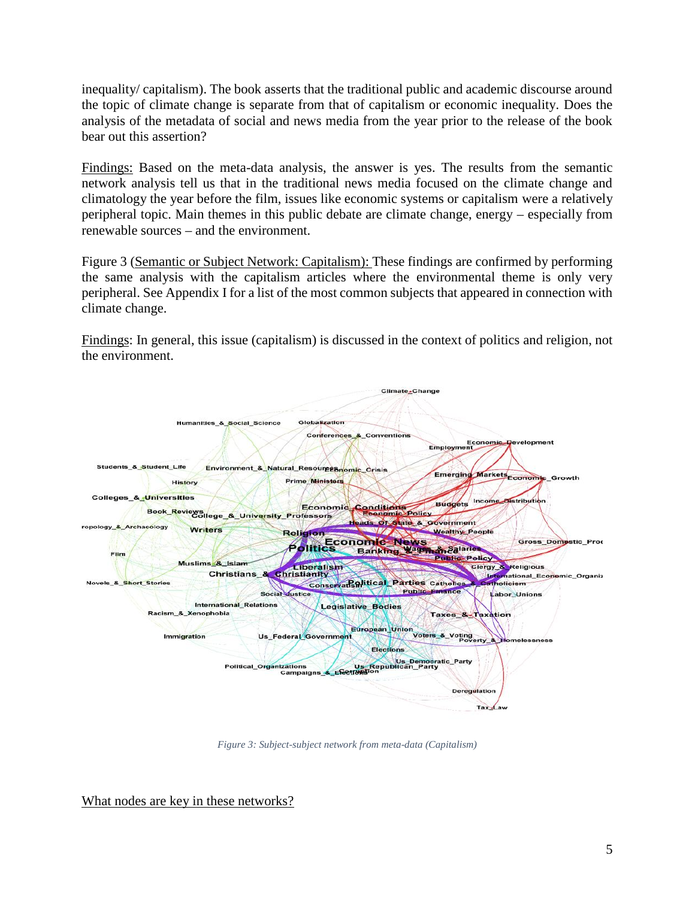inequality/ capitalism). The book asserts that the traditional public and academic discourse around the topic of climate change is separate from that of capitalism or economic inequality. Does the analysis of the metadata of social and news media from the year prior to the release of the book bear out this assertion?

<u>Findings:</u> Based on the meta-data analysis, the answer is yes. The results from the semantic network analysis tell us that in the traditional news media focused on the climate change and climatology the year before the film, issues like economic systems or capitalism were a relatively peripheral topic. Main themes in this public debate are climate change, energy – especially from renewable sources – and the environment.

Figure 3 (<u>Semantic or Subject Network: Capitalism):</u> These findings are confirmed by performing the same analysis with the capitalism articles where the environmental theme is only very peripheral. See Appendix I for a list of the most common subjects that appeared in connection with climate change.

<u>Findings</u>: In general, this issue (capitalism) is discussed in the context of politics and religion, not the environment.

*Figure 3: Subject-subject network from meta-data (Capitalism)*

<u>What nodes are key in these networks?</u>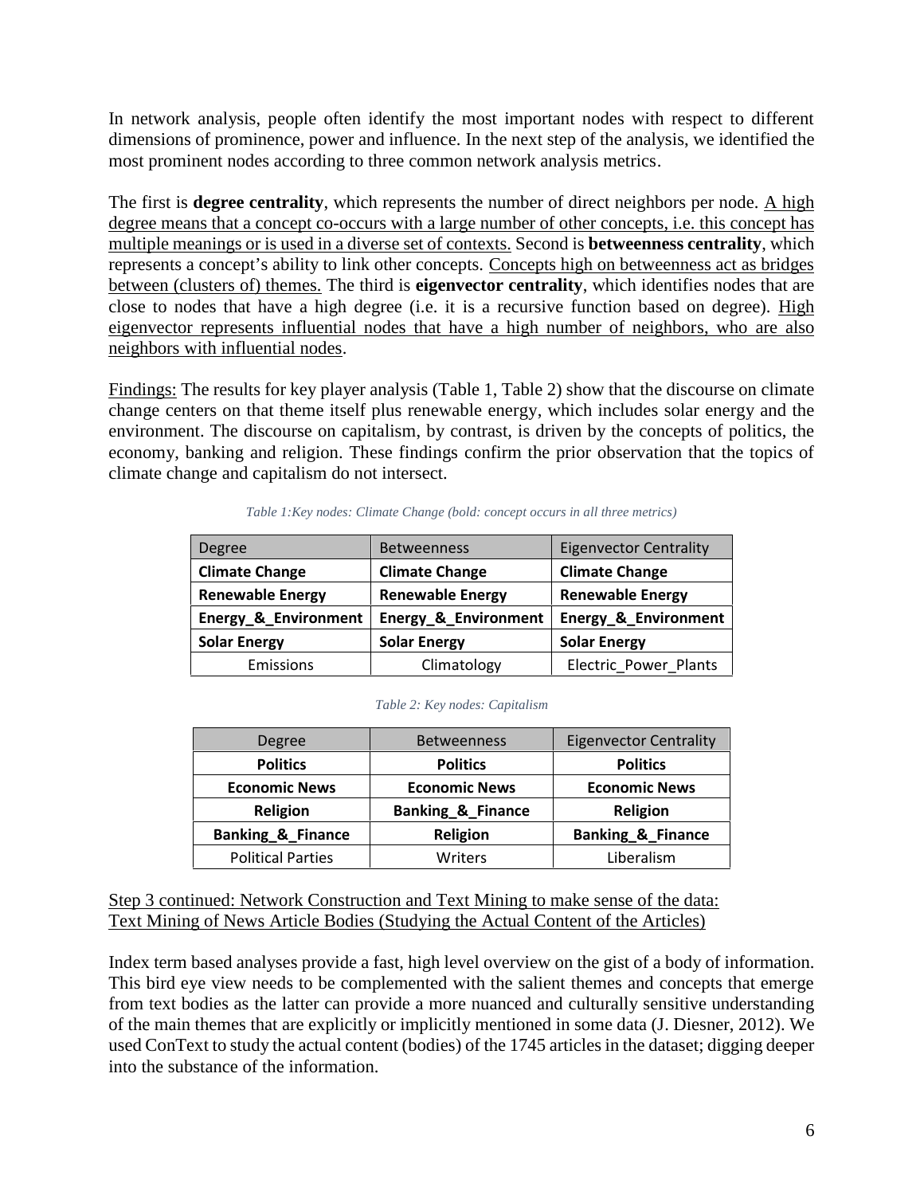In network analysis, people often identify the most important nodes with respect to different dimensions of prominence, power and influence. In the next step of the analysis, we identified the most prominent nodes according to three common network analysis metrics.

The first is **degree centrality**, which represents the number of direct neighbors per node. A high degree means that a concept co-occurs with a large number of other concepts, i.e. this concept has multiple meanings or is used in a diverse set of contexts. Second is **betweenness centrality**, which represents a concept's ability to link other concepts. Concepts high on betweenness act as bridges between (clusters of) themes. The third is **eigenvector centrality**, which identifies nodes that are close to nodes that have a high degree (i.e. it is a recursive function based on degree). High eigenvector represents influential nodes that have a high number of neighbors, who are also neighbors with influential nodes.

Findings: The results for key player analysis (Table 1, Table 2) show that the discourse on climate change centers on that theme itself plus renewable energy, which includes solar energy and the environment. The discourse on capitalism, by contrast, is driven by the concepts of politics, the economy, banking and religion. These findings confirm the prior observation that the topics of climate change and capitalism do not intersect.

*Table 1:Key nodes: Climate Change (bold: concept occurs in all three metrics)*

| Degree | Betweenness | Eigenvector Centrality |
|---|---|---|
| **Climate Change** | **Climate Change** | **Climate Change** |
| **Renewable Energy** | **Renewable Energy** | **Renewable Energy** |
| **Energy_&_Environment** | **Energy_&_Environment** | **Energy_&_Environment** |
| **Solar Energy** | **Solar Energy** | **Solar Energy** |
| Emissions | Climatology | Electric_Power_Plants |

*Table 2: Key nodes: Capitalism*

| Degree | Betweenness | Eigenvector Centrality |
|---|---|---|
| **Politics** | **Politics** | **Politics** |
| **Economic News** | **Economic News** | **Economic News** |
| **Religion** | **Banking_&_Finance** | **Religion** |
| **Banking_&_Finance** | **Religion** | **Banking_&_Finance** |
| Political Parties | Writers | Liberalism |

Step 3 continued: Network Construction and Text Mining to make sense of the data:
Text Mining of News Article Bodies (Studying the Actual Content of the Articles)

Index term based analyses provide a fast, high level overview on the gist of a body of information. This bird eye view needs to be complemented with the salient themes and concepts that emerge from text bodies as the latter can provide a more nuanced and culturally sensitive understanding of the main themes that are explicitly or implicitly mentioned in some data (J. Diesner, 2012). We used ConText to study the actual content (bodies) of the 1745 articles in the dataset; digging deeper into the substance of the information.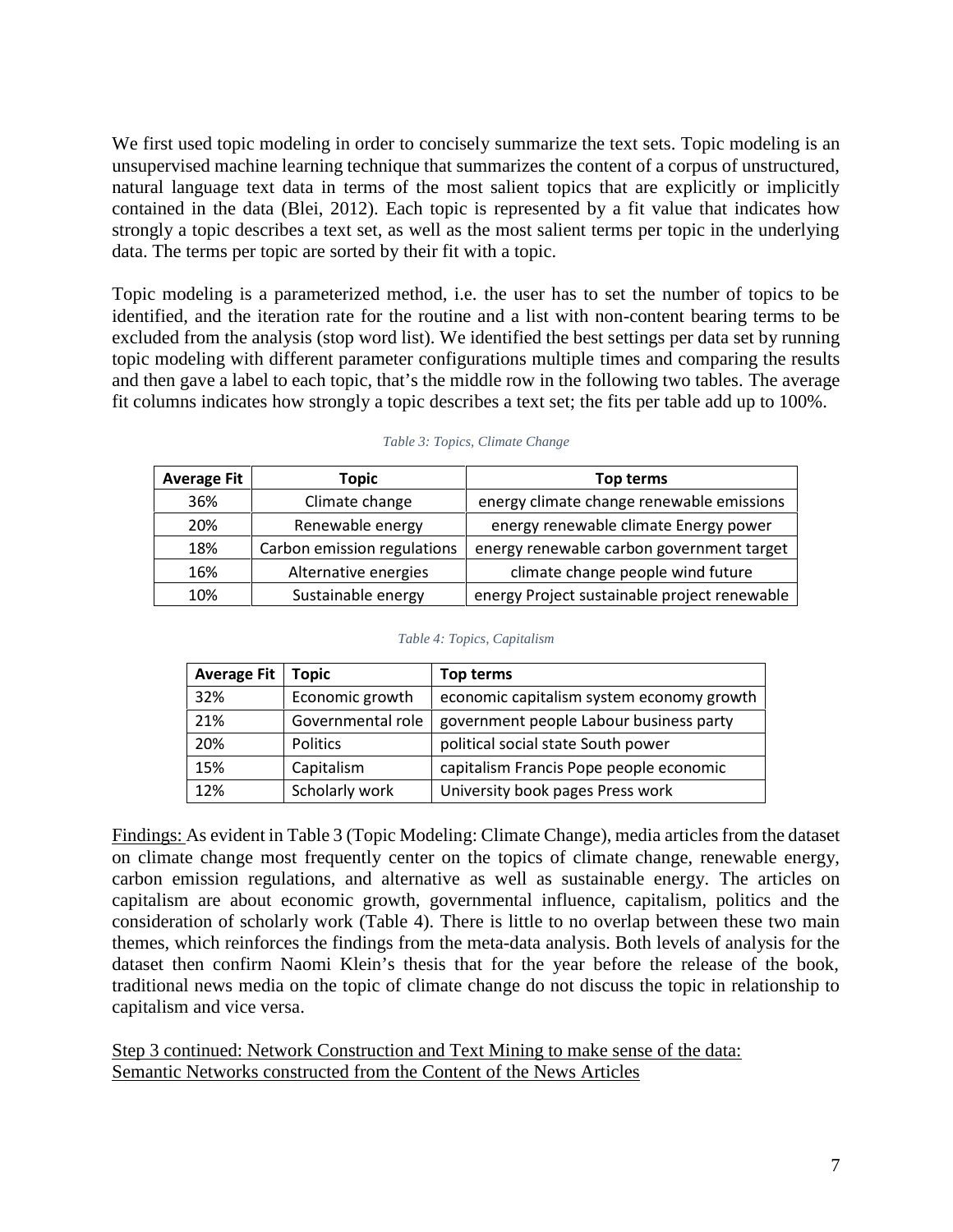We first used topic modeling in order to concisely summarize the text sets. Topic modeling is an unsupervised machine learning technique that summarizes the content of a corpus of unstructured, natural language text data in terms of the most salient topics that are explicitly or implicitly contained in the data (Blei, 2012). Each topic is represented by a fit value that indicates how strongly a topic describes a text set, as well as the most salient terms per topic in the underlying data. The terms per topic are sorted by their fit with a topic.

Topic modeling is a parameterized method, i.e. the user has to set the number of topics to be identified, and the iteration rate for the routine and a list with non-content bearing terms to be excluded from the analysis (stop word list). We identified the best settings per data set by running topic modeling with different parameter configurations multiple times and comparing the results and then gave a label to each topic, that's the middle row in the following two tables. The average fit columns indicates how strongly a topic describes a text set; the fits per table add up to 100%.

*Table 3: Topics, Climate Change*

| Average Fit | Topic | Top terms |
| --- | --- | --- |
| 36% | Climate change | energy climate change renewable emissions |
| 20% | Renewable energy | energy renewable climate Energy power |
| 18% | Carbon emission regulations | energy renewable carbon government target |
| 16% | Alternative energies | climate change people wind future |
| 10% | Sustainable energy | energy Project sustainable project renewable |

*Table 4: Topics, Capitalism*

| Average Fit | Topic | Top terms |
| --- | --- | --- |
| 32% | Economic growth | economic capitalism system economy growth |
| 21% | Governmental role | government people Labour business party |
| 20% | Politics | political social state South power |
| 15% | Capitalism | capitalism Francis Pope people economic |
| 12% | Scholarly work | University book pages Press work |

Findings: As evident in Table 3 (Topic Modeling: Climate Change), media articles from the dataset on climate change most frequently center on the topics of climate change, renewable energy, carbon emission regulations, and alternative as well as sustainable energy. The articles on capitalism are about economic growth, governmental influence, capitalism, politics and the consideration of scholarly work (Table 4). There is little to no overlap between these two main themes, which reinforces the findings from the meta-data analysis. Both levels of analysis for the dataset then confirm Naomi Klein's thesis that for the year before the release of the book, traditional news media on the topic of climate change do not discuss the topic in relationship to capitalism and vice versa.

Step 3 continued: Network Construction and Text Mining to make sense of the data: Semantic Networks constructed from the Content of the News Articles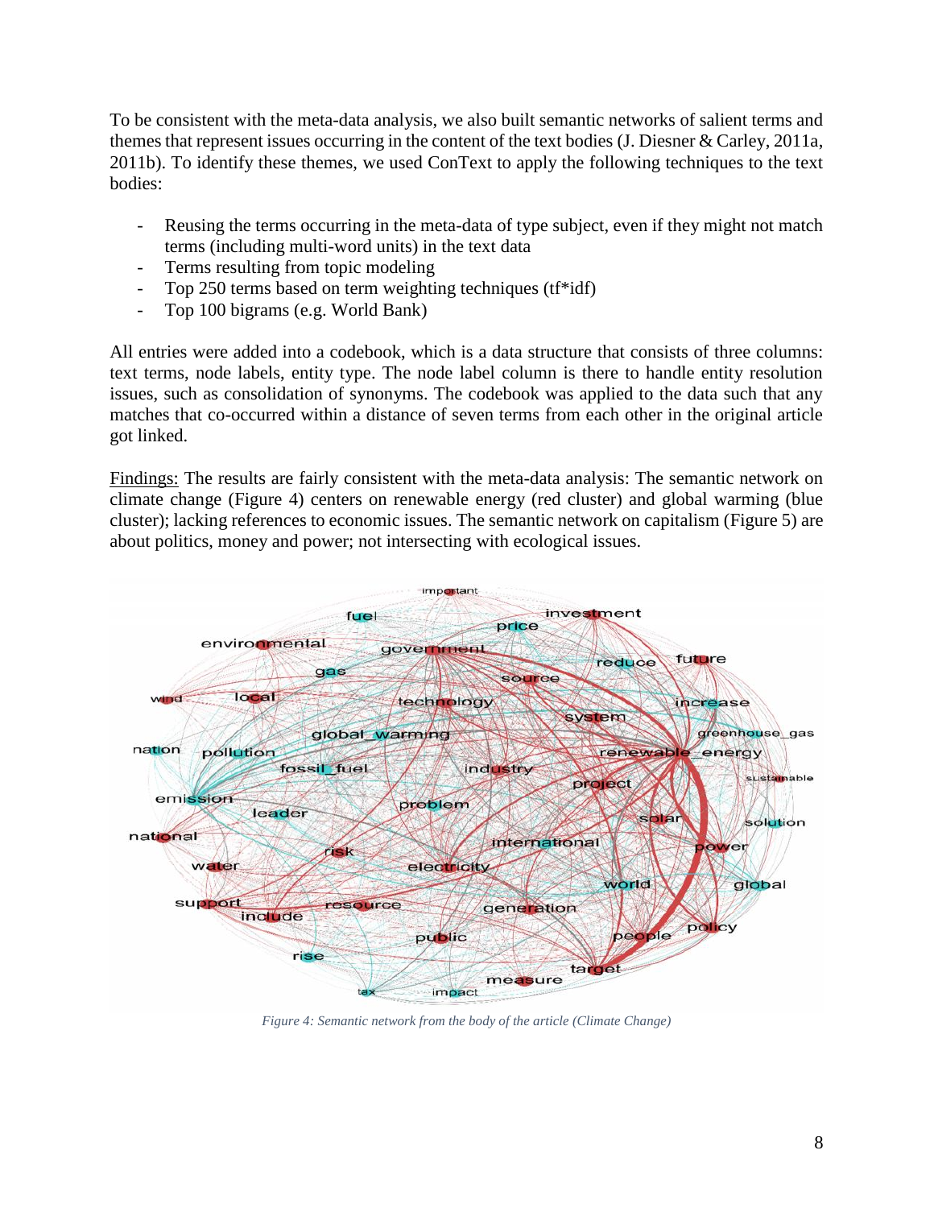To be consistent with the meta-data analysis, we also built semantic networks of salient terms and themes that represent issues occurring in the content of the text bodies (J. Diesner & Carley, 2011a, 2011b). To identify these themes, we used ConText to apply the following techniques to the text bodies:

- Reusing the terms occurring in the meta-data of type subject, even if they might not match terms (including multi-word units) in the text data
- Terms resulting from topic modeling
- Top 250 terms based on term weighting techniques (tf*idf)
- Top 100 bigrams (e.g. World Bank)

All entries were added into a codebook, which is a data structure that consists of three columns: text terms, node labels, entity type. The node label column is there to handle entity resolution issues, such as consolidation of synonyms. The codebook was applied to the data such that any matches that co-occurred within a distance of seven terms from each other in the original article got linked.

<u>Findings:</u> The results are fairly consistent with the meta-data analysis: The semantic network on climate change (Figure 4) centers on renewable energy (red cluster) and global warming (blue cluster); lacking references to economic issues. The semantic network on capitalism (Figure 5) are about politics, money and power; not intersecting with ecological issues.

*Figure 4: Semantic network from the body of the article (Climate Change)*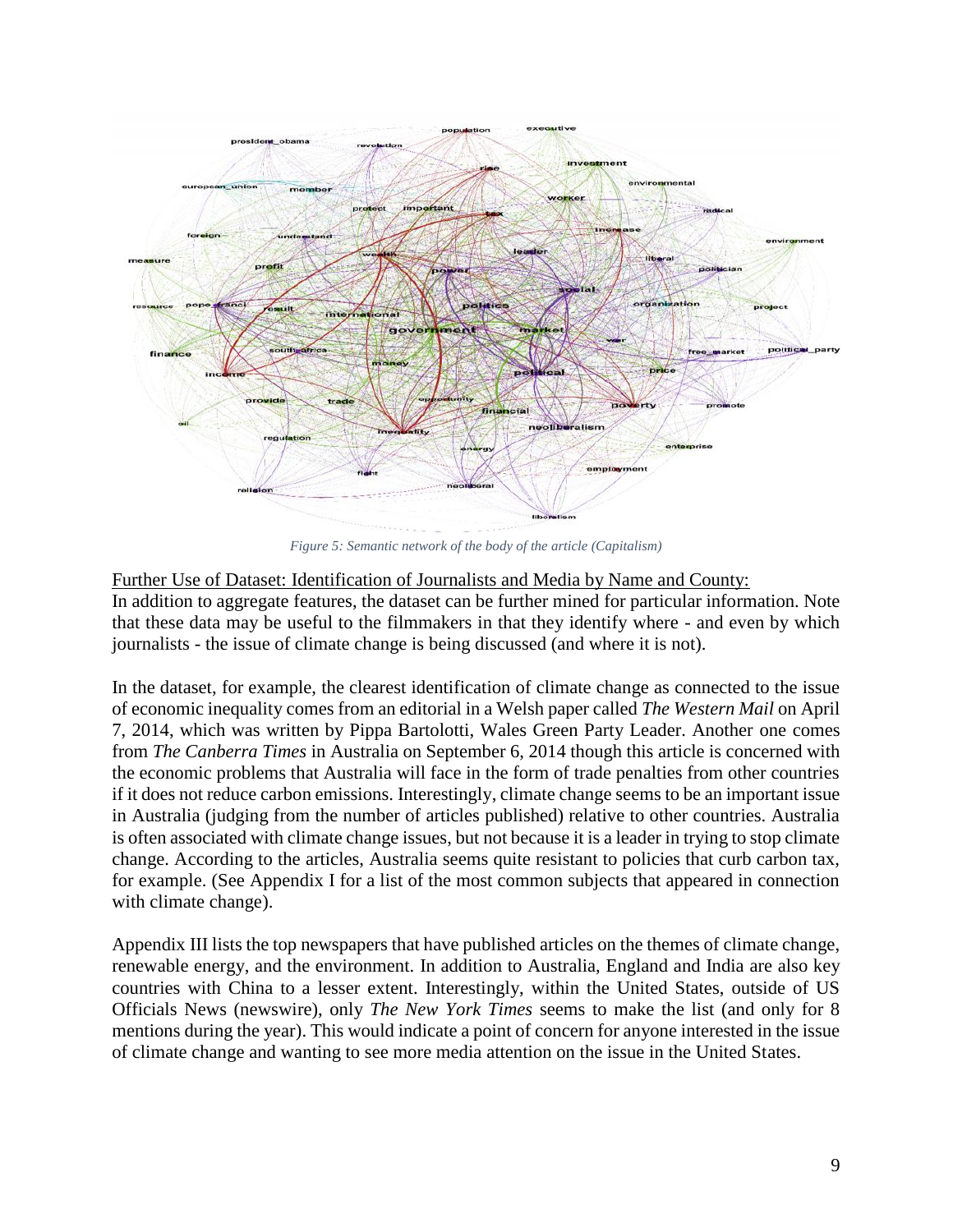*Figure 5: Semantic network of the body of the article (Capitalism)*

Further Use of Dataset: Identification of Journalists and Media by Name and County:
In addition to aggregate features, the dataset can be further mined for particular information. Note that these data may be useful to the filmmakers in that they identify where - and even by which journalists - the issue of climate change is being discussed (and where it is not).

In the dataset, for example, the clearest identification of climate change as connected to the issue of economic inequality comes from an editorial in a Welsh paper called *The Western Mail* on April 7, 2014, which was written by Pippa Bartolotti, Wales Green Party Leader. Another one comes from *The Canberra Times* in Australia on September 6, 2014 though this article is concerned with the economic problems that Australia will face in the form of trade penalties from other countries if it does not reduce carbon emissions. Interestingly, climate change seems to be an important issue in Australia (judging from the number of articles published) relative to other countries. Australia is often associated with climate change issues, but not because it is a leader in trying to stop climate change. According to the articles, Australia seems quite resistant to policies that curb carbon tax, for example. (See Appendix I for a list of the most common subjects that appeared in connection with climate change).

Appendix III lists the top newspapers that have published articles on the themes of climate change, renewable energy, and the environment. In addition to Australia, England and India are also key countries with China to a lesser extent. Interestingly, within the United States, outside of US Officials News (newswire), only *The New York Times* seems to make the list (and only for 8 mentions during the year). This would indicate a point of concern for anyone interested in the issue of climate change and wanting to see more media attention on the issue in the United States.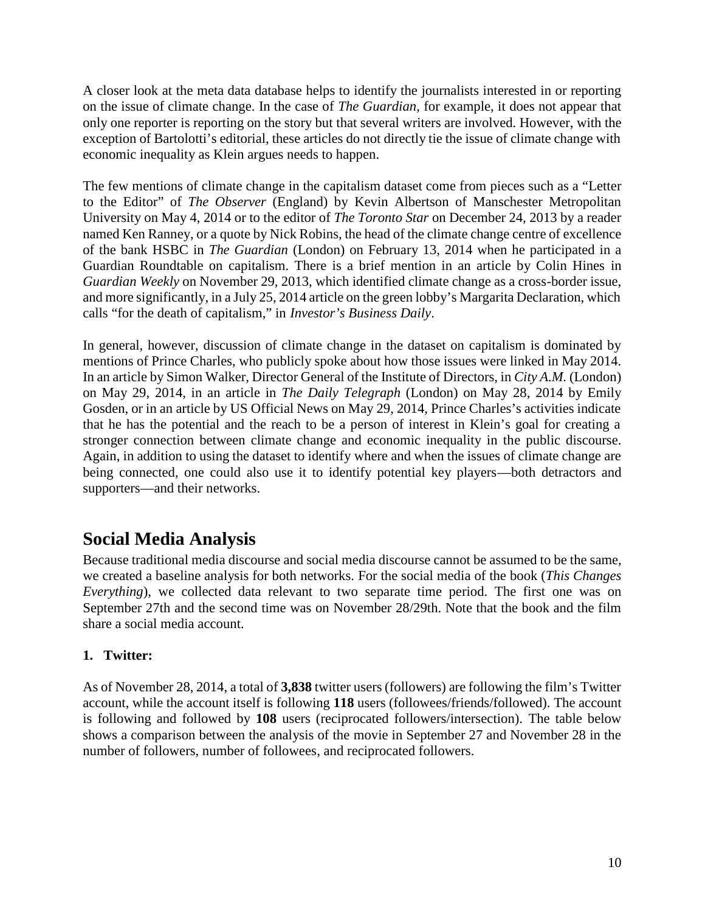A closer look at the meta data database helps to identify the journalists interested in or reporting on the issue of climate change. In the case of *The Guardian*, for example, it does not appear that only one reporter is reporting on the story but that several writers are involved. However, with the exception of Bartolotti's editorial, these articles do not directly tie the issue of climate change with economic inequality as Klein argues needs to happen.

The few mentions of climate change in the capitalism dataset come from pieces such as a "Letter to the Editor" of *The Observer* (England) by Kevin Albertson of Manschester Metropolitan University on May 4, 2014 or to the editor of *The Toronto Star* on December 24, 2013 by a reader named Ken Ranney, or a quote by Nick Robins, the head of the climate change centre of excellence of the bank HSBC in *The Guardian* (London) on February 13, 2014 when he participated in a Guardian Roundtable on capitalism. There is a brief mention in an article by Colin Hines in *Guardian Weekly* on November 29, 2013, which identified climate change as a cross-border issue, and more significantly, in a July 25, 2014 article on the green lobby's Margarita Declaration, which calls "for the death of capitalism," in *Investor's Business Daily*.

In general, however, discussion of climate change in the dataset on capitalism is dominated by mentions of Prince Charles, who publicly spoke about how those issues were linked in May 2014. In an article by Simon Walker, Director General of the Institute of Directors, in *City A.M.* (London) on May 29, 2014, in an article in *The Daily Telegraph* (London) on May 28, 2014 by Emily Gosden, or in an article by US Official News on May 29, 2014, Prince Charles's activities indicate that he has the potential and the reach to be a person of interest in Klein's goal for creating a stronger connection between climate change and economic inequality in the public discourse. Again, in addition to using the dataset to identify where and when the issues of climate change are being connected, one could also use it to identify potential key players—both detractors and supporters—and their networks.

## Social Media Analysis

Because traditional media discourse and social media discourse cannot be assumed to be the same, we created a baseline analysis for both networks. For the social media of the book (*This Changes Everything*), we collected data relevant to two separate time period. The first one was on September 27th and the second time was on November 28/29th. Note that the book and the film share a social media account.

### 1. Twitter:

As of November 28, 2014, a total of **3,838** twitter users (followers) are following the film's Twitter account, while the account itself is following **118** users (followees/friends/followed). The account is following and followed by **108** users (reciprocated followers/intersection). The table below shows a comparison between the analysis of the movie in September 27 and November 28 in the number of followers, number of followees, and reciprocated followers.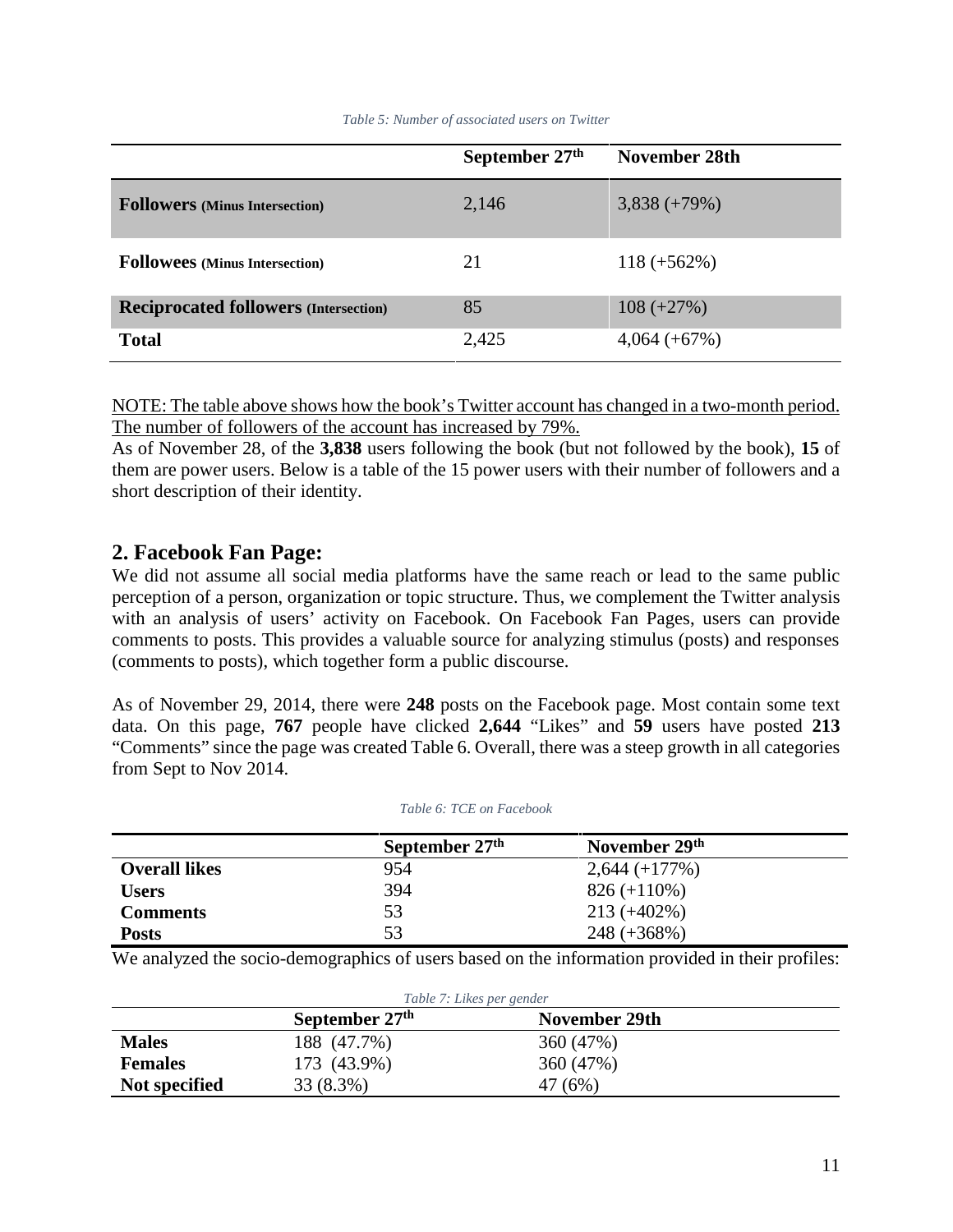*Table 5: Number of associated users on Twitter*

| | September 27th | November 28th |
|---|---|---|
| **Followers** **(Minus Intersection)** | 2,146 | 3,838 (+79%) |
| **Followees** **(Minus Intersection)** | 21 | 118 (+562%) |
| **Reciprocated followers** **(Intersection)** | 85 | 108 (+27%) |
| **Total** | 2,425 | 4,064 (+67%) |

NOTE: The table above shows how the book's Twitter account has changed in a two-month period. The number of followers of the account has increased by 79%.

As of November 28, of the **3,838** users following the book (but not followed by the book), **15** of them are power users. Below is a table of the 15 power users with their number of followers and a short description of their identity.

## 2. Facebook Fan Page:

We did not assume all social media platforms have the same reach or lead to the same public perception of a person, organization or topic structure. Thus, we complement the Twitter analysis with an analysis of users' activity on Facebook. On Facebook Fan Pages, users can provide comments to posts. This provides a valuable source for analyzing stimulus (posts) and responses (comments to posts), which together form a public discourse.

As of November 29, 2014, there were **248** posts on the Facebook page. Most contain some text data. On this page, **767** people have clicked **2,644** "Likes" and **59** users have posted **213** "Comments" since the page was created Table 6. Overall, there was a steep growth in all categories from Sept to Nov 2014.

*Table 6: TCE on Facebook*

| | September 27th | November 29th |
|---|---|---|
| **Overall likes** | 954 | 2,644 (+177%) |
| **Users** | 394 | 826 (+110%) |
| **Comments** | 53 | 213 (+402%) |
| **Posts** | 53 | 248 (+368%) |

We analyzed the socio-demographics of users based on the information provided in their profiles:

*Table 7: Likes per gender*

| | September 27th | November 29th |
|---|---|---|
| **Males** | 188 (47.7%) | 360 (47%) |
| **Females** | 173 (43.9%) | 360 (47%) |
| **Not specified** | 33 (8.3%) | 47 (6%) |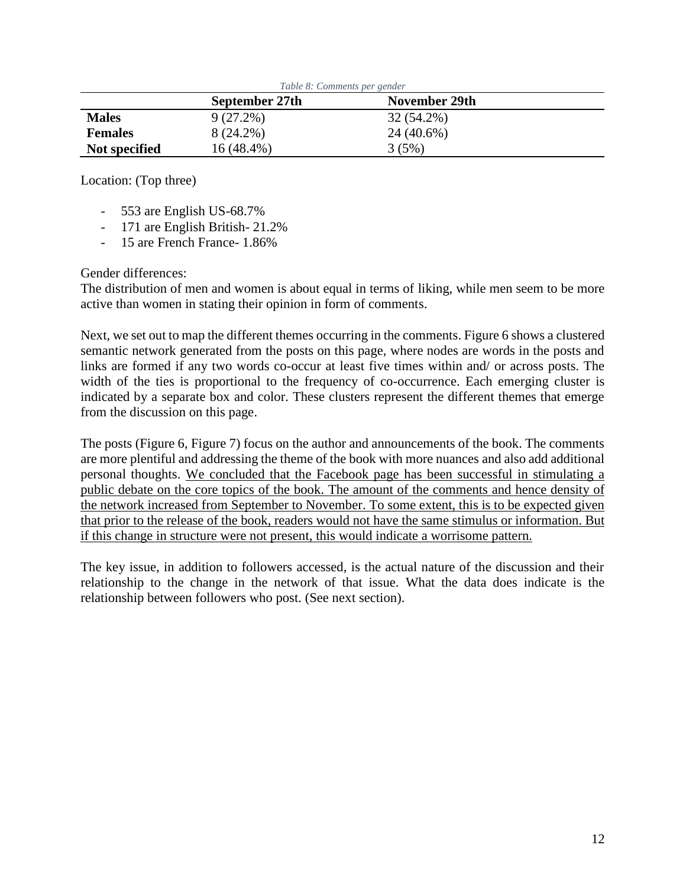*Table 8: Comments per gender*

| | September 27th | November 29th |
|---|---|---|
| **Males** | 9 (27.2%) | 32 (54.2%) |
| **Females** | 8 (24.2%) | 24 (40.6%) |
| **Not specified** | 16 (48.4%) | 3 (5%) |

Location: (Top three)

- 553 are English US-68.7%
- 171 are English British- 21.2%
- 15 are French France- 1.86%

Gender differences:
The distribution of men and women is about equal in terms of liking, while men seem to be more active than women in stating their opinion in form of comments.

Next, we set out to map the different themes occurring in the comments. Figure 6 shows a clustered semantic network generated from the posts on this page, where nodes are words in the posts and links are formed if any two words co-occur at least five times within and/ or across posts. The width of the ties is proportional to the frequency of co-occurrence. Each emerging cluster is indicated by a separate box and color. These clusters represent the different themes that emerge from the discussion on this page.

The posts (Figure 6, Figure 7) focus on the author and announcements of the book. The comments are more plentiful and addressing the theme of the book with more nuances and also add additional personal thoughts. <u>We concluded that the Facebook page has been successful in stimulating a public debate on the core topics of the book. The amount of the comments and hence density of the network increased from September to November. To some extent, this is to be expected given that prior to the release of the book, readers would not have the same stimulus or information. But if this change in structure were not present, this would indicate a worrisome pattern.</u>

The key issue, in addition to followers accessed, is the actual nature of the discussion and their relationship to the change in the network of that issue. What the data does indicate is the relationship between followers who post. (See next section).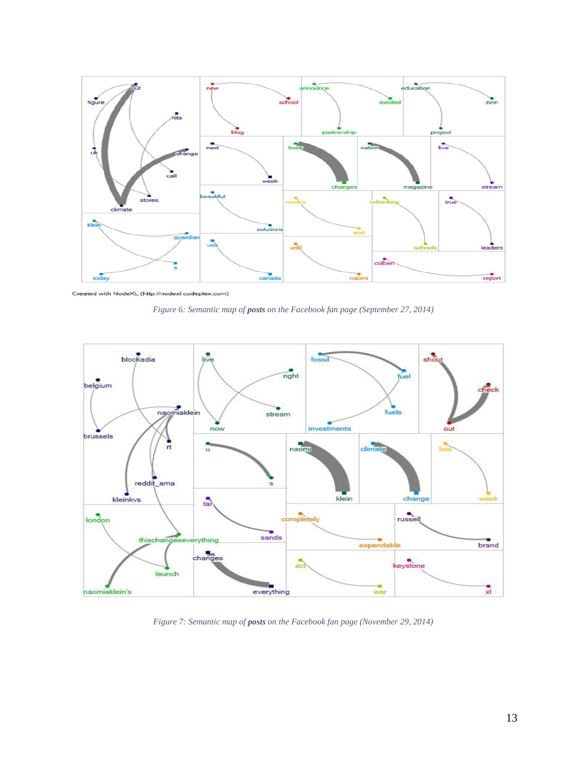Created with NodeXL (http://nodexl.codeplex.com)

*Figure 6: Semantic map of **posts** on the Facebook fan page (September 27, 2014)*

*Figure 7: Semantic map of **posts** on the Facebook fan page (November 29, 2014)*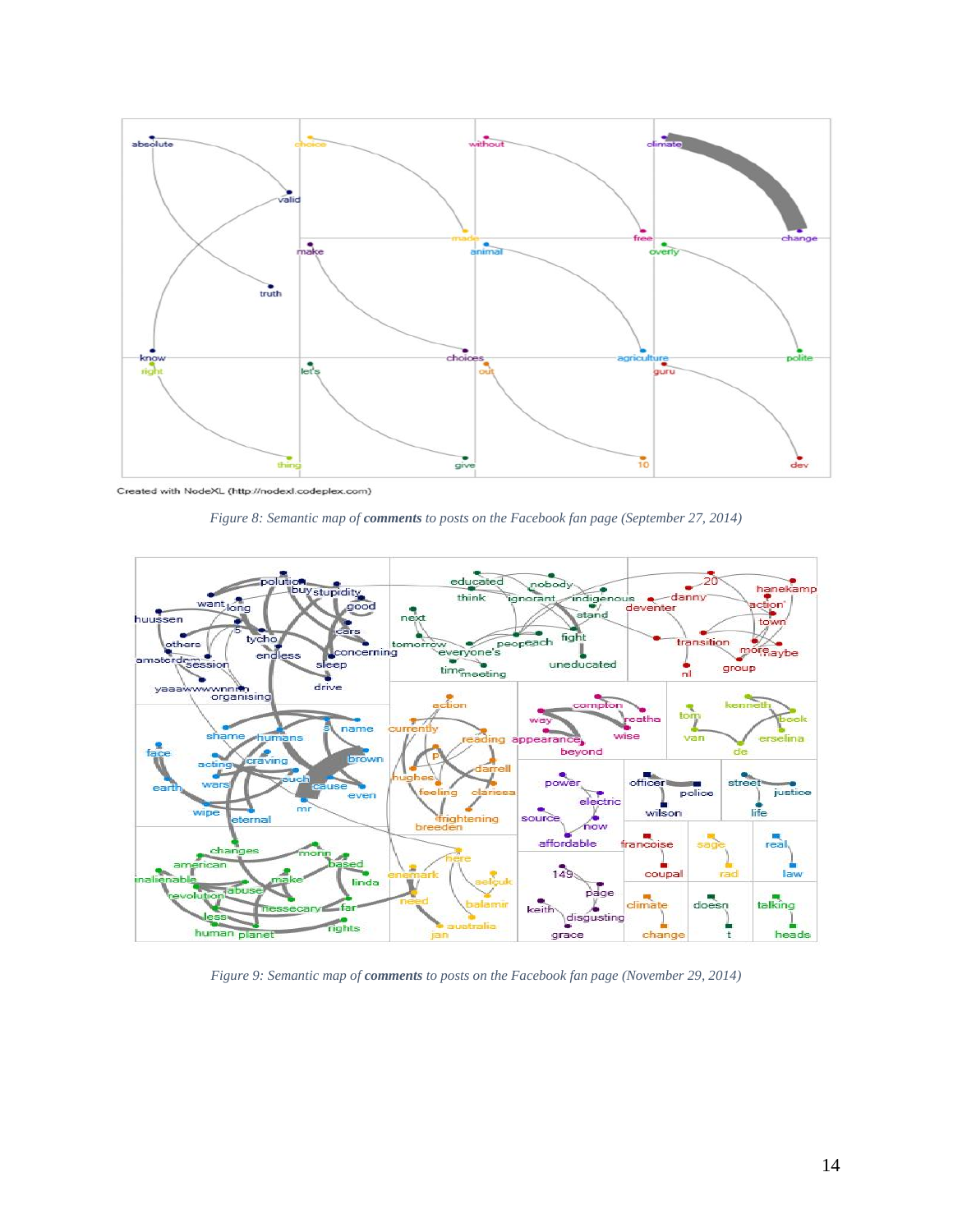Created with NodeXL (http://nodexl.codeplex.com)

*Figure 8: Semantic map of **comments** to posts on the Facebook fan page (September 27, 2014)*

*Figure 9: Semantic map of **comments** to posts on the Facebook fan page (November 29, 2014)*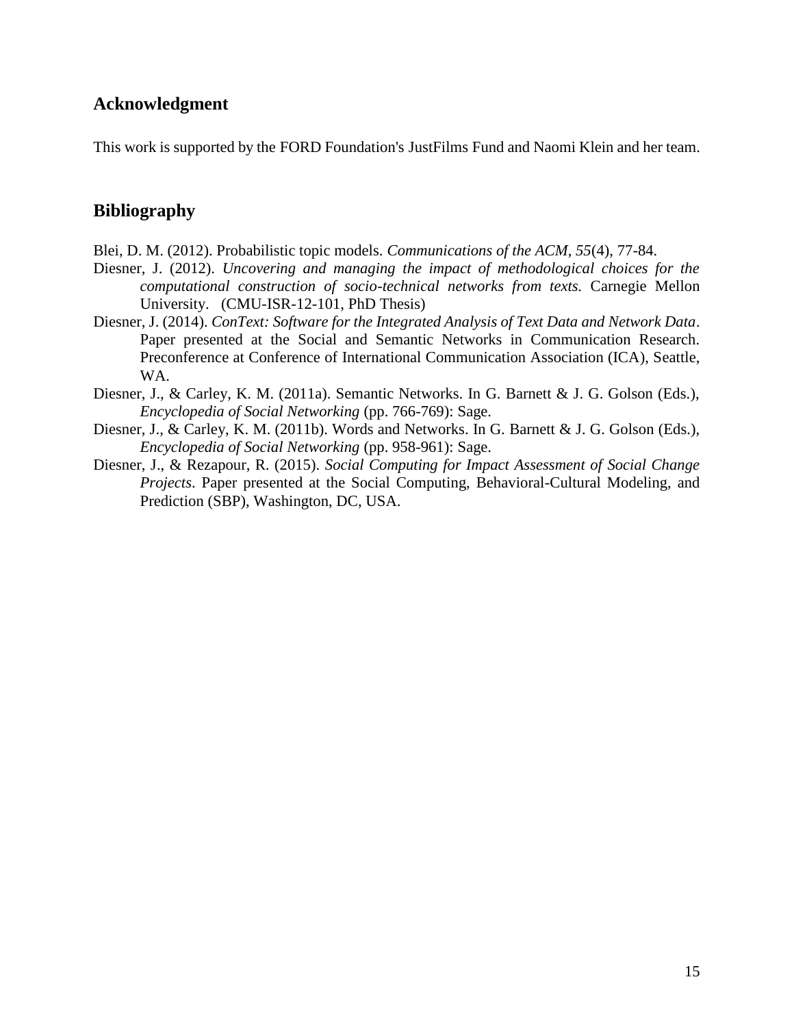## Acknowledgment

This work is supported by the FORD Foundation's JustFilms Fund and Naomi Klein and her team.

## Bibliography

Blei, D. M. (2012). Probabilistic topic models. *Communications of the ACM, 55*(4), 77-84.

Diesner, J. (2012). *Uncovering and managing the impact of methodological choices for the computational construction of socio-technical networks from texts.* Carnegie Mellon University. (CMU-ISR-12-101, PhD Thesis)

Diesner, J. (2014). *ConText: Software for the Integrated Analysis of Text Data and Network Data*. Paper presented at the Social and Semantic Networks in Communication Research. Preconference at Conference of International Communication Association (ICA), Seattle, WA.

Diesner, J., & Carley, K. M. (2011a). Semantic Networks. In G. Barnett & J. G. Golson (Eds.), *Encyclopedia of Social Networking* (pp. 766-769): Sage.

Diesner, J., & Carley, K. M. (2011b). Words and Networks. In G. Barnett & J. G. Golson (Eds.), *Encyclopedia of Social Networking* (pp. 958-961): Sage.

Diesner, J., & Rezapour, R. (2015). *Social Computing for Impact Assessment of Social Change Projects*. Paper presented at the Social Computing, Behavioral-Cultural Modeling, and Prediction (SBP), Washington, DC, USA.